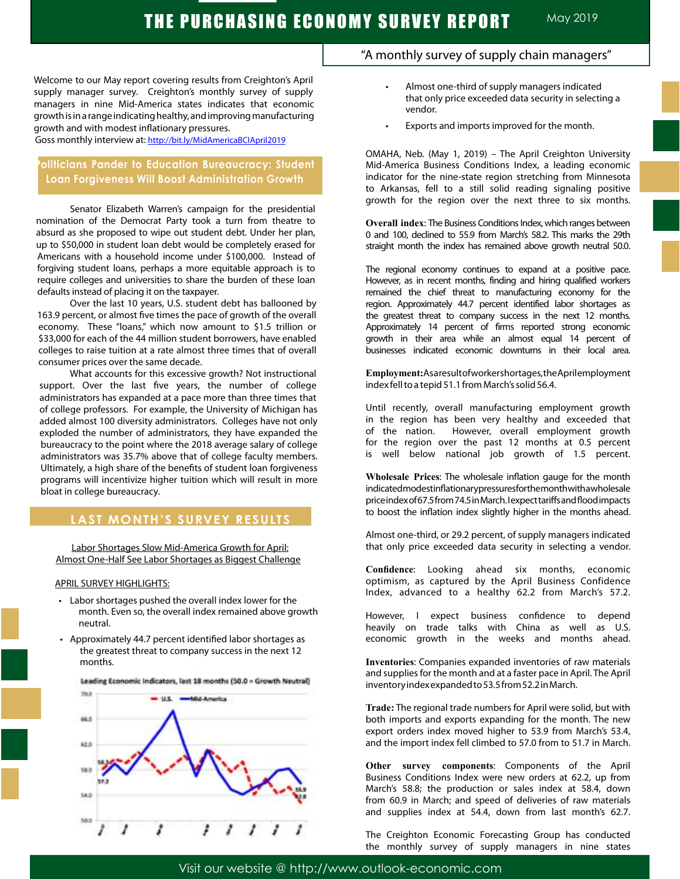# THE PURCHASING ECONOMY SURVEY REPORT

May 2019

"A monthly survey of supply chain managers"

Welcome to our May report covering results from Creighton's April supply manager survey. Creighton's monthly survey of supply managers in nine Mid-America states indicates that economic growth is in a range indicating healthy, and improving manufacturing growth and with modest inflationary pressures.
Goss monthly interview at: http://bit.ly/MidAmericaBCIApril2019

## Politicians Pander to Education Bureaucracy: Student Loan Forgiveness Will Boost Administration Growth

Senator Elizabeth Warren's campaign for the presidential nomination of the Democrat Party took a turn from theatre to absurd as she proposed to wipe out student debt. Under her plan, up to $50,000 in student loan debt would be completely erased for Americans with a household income under $100,000. Instead of forgiving student loans, perhaps a more equitable approach is to require colleges and universities to share the burden of these loan defaults instead of placing it on the taxpayer.

Over the last 10 years, U.S. student debt has ballooned by 163.9 percent, or almost five times the pace of growth of the overall economy. These "loans," which now amount to $1.5 trillion or $33,000 for each of the 44 million student borrowers, have enabled colleges to raise tuition at a rate almost three times that of overall consumer prices over the same decade.

What accounts for this excessive growth? Not instructional support. Over the last five years, the number of college administrators has expanded at a pace more than three times that of college professors. For example, the University of Michigan has added almost 100 diversity administrators. Colleges have not only exploded the number of administrators, they have expanded the bureaucracy to the point where the 2018 average salary of college administrators was 35.7% above that of college faculty members. Ultimately, a high share of the benefits of student loan forgiveness programs will incentivize higher tuition which will result in more bloat in college bureaucracy.

## LAST MONTH'S SURVEY RESULTS

Labor Shortages Slow Mid-America Growth for April:
Almost One-Half See Labor Shortages as Biggest Challenge

APRIL SURVEY HIGHLIGHTS:

- Labor shortages pushed the overall index lower for the month. Even so, the overall index remained above growth neutral.
- Approximately 44.7 percent identified labor shortages as the greatest threat to company success in the next 12 months.
- Almost one-third of supply managers indicated that only price exceeded data security in selecting a vendor.
- Exports and imports improved for the month.

Leading Economic Indicators, last 18 months (50.0 = Growth Neutral)

OMAHA, Neb. (May 1, 2019) – The April Creighton University Mid-America Business Conditions Index, a leading economic indicator for the nine-state region stretching from Minnesota to Arkansas, fell to a still solid reading signaling positive growth for the region over the next three to six months.

**Overall index**: The Business Conditions Index, which ranges between 0 and 100, declined to 55.9 from March's 58.2. This marks the 29th straight month the index has remained above growth neutral 50.0.

The regional economy continues to expand at a positive pace. However, as in recent months, finding and hiring qualified workers remained the chief threat to manufacturing economy for the region. Approximately 44.7 percent identified labor shortages as the greatest threat to company success in the next 12 months. Approximately 14 percent of firms reported strong economic growth in their area while an almost equal 14 percent of businesses indicated economic downturns in their local area.

**Employment:** As a result of worker shortages, the April employment index fell to a tepid 51.1 from March's solid 56.4.

Until recently, overall manufacturing employment growth in the region has been very healthy and exceeded that of the nation. However, overall employment growth for the region over the past 12 months at 0.5 percent is well below national job growth of 1.5 percent.

**Wholesale Prices**: The wholesale inflation gauge for the month indicated modest inflationary pressures for the month with a wholesale price index of 67.5 from 74.5 in March. I expect tariffs and flood impacts to boost the inflation index slightly higher in the months ahead.

Almost one-third, or 29.2 percent, of supply managers indicated that only price exceeded data security in selecting a vendor.

**Confidence**: Looking ahead six months, economic optimism, as captured by the April Business Confidence Index, advanced to a healthy 62.2 from March's 57.2.

However, I expect business confidence to depend heavily on trade talks with China as well as U.S. economic growth in the weeks and months ahead.

**Inventories**: Companies expanded inventories of raw materials and supplies for the month and at a faster pace in April. The April inventory index expanded to 53.5 from 52.2 in March.

**Trade:** The regional trade numbers for April were solid, but with both imports and exports expanding for the month. The new export orders index moved higher to 53.9 from March's 53.4, and the import index fell climbed to 57.0 from to 51.7 in March.

**Other survey components**: Components of the April Business Conditions Index were new orders at 62.2, up from March's 58.8; the production or sales index at 58.4, down from 60.9 in March; and speed of deliveries of raw materials and supplies index at 54.4, down from last month's 62.7.

The Creighton Economic Forecasting Group has conducted the monthly survey of supply managers in nine states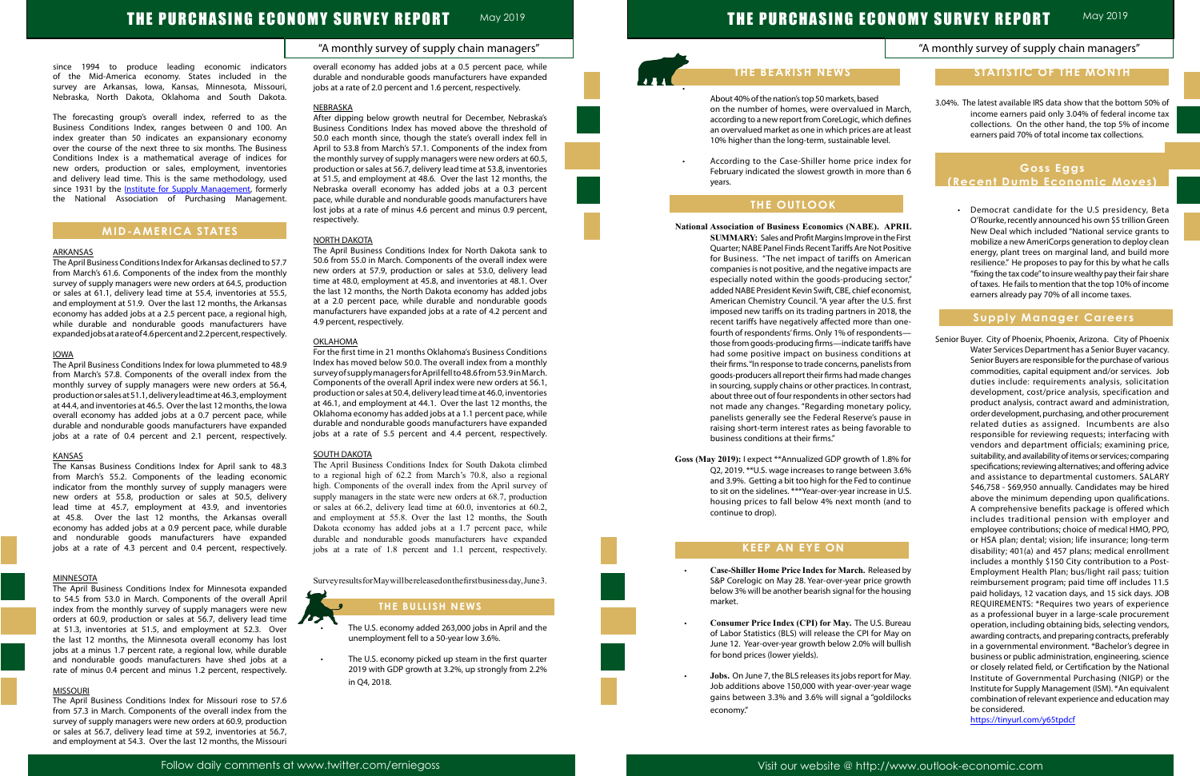since 1994 to produce leading economic indicators of the Mid-America economy. States included in the survey are Arkansas, Iowa, Kansas, Minnesota, Missouri, Nebraska, North Dakota, Oklahoma and South Dakota.

The forecasting group's overall index, referred to as the Business Conditions Index, ranges between 0 and 100. An index greater than 50 indicates an expansionary economy over the course of the next three to six months. The Business Conditions Index is a mathematical average of indices for new orders, production or sales, employment, inventories and delivery lead time. This is the same methodology, used since 1931 by the Institute for Supply Management, formerly the National Association of Purchasing Management.

## MID-AMERICA STATES

### ARKANSAS

The April Business Conditions Index for Arkansas declined to 57.7 from March's 61.6. Components of the index from the monthly survey of supply managers were new orders at 64.5, production or sales at 61.1, delivery lead time at 55.4, inventories at 55.5, and employment at 51.9. Over the last 12 months, the Arkansas economy has added jobs at a 2.5 percent pace, a regional high, while durable and nondurable goods manufacturers have expanded jobs at a rate of 4.6 percent and 2.2 percent, respectively.

### IOWA

The April Business Conditions Index for Iowa plummeted to 48.9 from March's 57.8. Components of the overall index from the monthly survey of supply managers were new orders at 56.4, production or sales at 51.1, delivery lead time at 46.3, employment at 44.4, and inventories at 46.5. Over the last 12 months, the Iowa overall economy has added jobs at a 0.7 percent pace, while durable and nondurable goods manufacturers have expanded jobs at a rate of 0.4 percent and 2.1 percent, respectively.

### KANSAS

The Kansas Business Conditions Index for April sank to 48.3 from March's 55.2. Components of the leading economic indicator from the monthly survey of supply managers were new orders at 55.8, production or sales at 50.5, delivery lead time at 45.7, employment at 43.9, and inventories at 45.8. Over the last 12 months, the Arkansas overall economy has added jobs at a 0.9 percent pace, while durable and nondurable goods manufacturers have expanded jobs at a rate of 4.3 percent and 0.4 percent, respectively.

### MINNESOTA

The April Business Conditions Index for Minnesota expanded to 54.5 from 53.0 in March. Components of the overall April index from the monthly survey of supply managers were new orders at 60.9, production or sales at 56.7, delivery lead time at 51.3, inventories at 51.5, and employment at 52.3. Over the last 12 months, the Minnesota overall economy has lost jobs at a minus 1.7 percent rate, a regional low, while durable and nondurable goods manufacturers have shed jobs at a rate of minus 0.4 percent and minus 1.2 percent, respectively.

### MISSOURI

The April Business Conditions Index for Missouri rose to 57.6 from 57.3 in March. Components of the overall index from the survey of supply managers were new orders at 60.9, production or sales at 56.7, delivery lead time at 59.2, inventories at 56.7, and employment at 54.3. Over the last 12 months, the Missouri overall economy has added jobs at a 0.5 percent pace, while durable and nondurable goods manufacturers have expanded jobs at a rate of 2.0 percent and 1.6 percent, respectively.

### NEBRASKA

After dipping below growth neutral for December, Nebraska's Business Conditions Index has moved above the threshold of 50.0 each month since, though the state's overall index fell in April to 53.8 from March's 57.1. Components of the index from the monthly survey of supply managers were new orders at 60.5, production or sales at 56.7, delivery lead time at 53.8, inventories at 51.5, and employment at 48.6. Over the last 12 months, the Nebraska overall economy has added jobs at a 0.3 percent pace, while durable and nondurable goods manufacturers have lost jobs at a rate of minus 4.6 percent and minus 0.9 percent, respectively.

### NORTH DAKOTA

The April Business Conditions Index for North Dakota sank to 50.6 from 55.0 in March. Components of the overall index were new orders at 57.9, production or sales at 53.0, delivery lead time at 48.0, employment at 45.8, and inventories at 48.1. Over the last 12 months, the North Dakota economy has added jobs at a 2.0 percent pace, while durable and nondurable goods manufacturers have expanded jobs at a rate of 4.2 percent and 4.9 percent, respectively.

### OKLAHOMA

For the first time in 21 months Oklahoma's Business Conditions Index has moved below 50.0. The overall index from a monthly survey of supply managers for April fell to 48.6 from 53.9 in March. Components of the overall April index were new orders at 56.1, production or sales at 50.4, delivery lead time at 46.0, inventories at 46.1, and employment at 44.1. Over the last 12 months, the Oklahoma economy has added jobs at a 1.1 percent pace, while durable and nondurable goods manufacturers have expanded jobs at a rate of 5.5 percent and 4.4 percent, respectively.

### SOUTH DAKOTA

The April Business Conditions Index for South Dakota climbed to a regional high of 62.2 from March's 70.8, also a regional high. Components of the overall index from the April survey of supply managers in the state were new orders at 68.7, production or sales at 66.2, delivery lead time at 60.0, inventories at 60.2, and employment at 55.8. Over the last 12 months, the South Dakota economy has added jobs at a 1.7 percent pace, while durable and nondurable goods manufacturers have expanded jobs at a rate of 1.8 percent and 1.1 percent, respectively.

Survey results for May will be released on the first business day, June 3.

## THE BULLISH NEWS

- The U.S. economy added 263,000 jobs in April and the unemployment fell to a 50-year low 3.6%.
- The U.S. economy picked up steam in the first quarter 2019 with GDP growth at 3.2%, up strongly from 2.2% in Q4, 2018.

## THE BEARISH NEWS

- About 40% of the nation's top 50 markets, based on the number of homes, were overvalued in March, according to a new report from CoreLogic, which defines an overvalued market as one in which prices are at least 10% higher than the long-term, sustainable level.
- According to the Case-Shiller home price index for February indicated the slowest growth in more than 6 years.

## THE OUTLOOK

**National Association of Business Economics (NABE). APRIL SUMMARY:** Sales and Profit Margins Improve in the First Quarter; NABE Panel Finds Recent Tariffs Are Not Positive for Business. "The net impact of tariffs on American companies is not positive, and the negative impacts are especially noted within the goods-producing sector," added NABE President Kevin Swift, CBE, chief economist, American Chemistry Council. "A year after the U.S. first imposed new tariffs on its trading partners in 2018, the recent tariffs have negatively affected more than one-fourth of respondents' firms. Only 1% of respondents—those from goods-producing firms—indicate tariffs have had some positive impact on business conditions at their firms." In response to trade concerns, panelists from goods-producers all report their firms had made changes in sourcing, supply chains or other practices. In contrast, about three out of four respondents in other sectors had not made any changes. "Regarding monetary policy, panelists generally see the Federal Reserve's pause in raising short-term interest rates as being favorable to business conditions at their firms."

**Goss (May 2019):** I expect **Annualized GDP growth of 1.8% for Q2, 2019. **U.S. wage increases to range between 3.6% and 3.9%. Getting a bit too high for the Fed to continue to sit on the sidelines. ***Year-over-year increase in U.S. housing prices to fall below 4% next month (and to continue to drop).

## KEEP AN EYE ON

- **Case-Shiller Home Price Index for March.** Released by S&P Corelogic on May 28. Year-over-year price growth below 3% will be another bearish signal for the housing market.
- **Consumer Price Index (CPI) for May.** The U.S. Bureau of Labor Statistics (BLS) will release the CPI for May on June 12. Year-over-year growth below 2.0% will bullish for bond prices (lower yields).
- **Jobs.** On June 7, the BLS releases its jobs report for May. Job additions above 150,000 with year-over-year wage gains between 3.3% and 3.6% will signal a "goldilocks economy."

## STATISTIC OF THE MONTH

3.04%. The latest available IRS data show that the bottom 50% of income earners paid only 3.04% of federal income tax collections. On the other hand, the top 5% of income earners paid 70% of total income tax collections.

## Goss Eggs (Recent Dumb Economic Moves)

- Democrat candidate for the U.S presidency, Beta O'Rourke, recently announced his own $5 trillion Green New Deal which included "National service grants to mobilize a new AmeriCorps generation to deploy clean energy, plant trees on marginal land, and build more resilience." He proposes to pay for this by what he calls "fixing the tax code" to insure wealthy pay their fair share of taxes. He fails to mention that the top 10% of income earners already pay 70% of all income taxes.

## Supply Manager Careers

Senior Buyer. City of Phoenix, Phoenix, Arizona. City of Phoenix Water Services Department has a Senior Buyer vacancy. Senior Buyers are responsible for the purchase of various commodities, capital equipment and/or services. Job duties include: requirements analysis, solicitation development, cost/price analysis, specification and product analysis, contract award and administration, order development, purchasing, and other procurement related duties as assigned. Incumbents are also responsible for reviewing requests; interfacing with vendors and department officials; examining price, suitability, and availability of items or services; comparing specifications; reviewing alternatives; and offering advice and assistance to departmental customers. SALARY $46,758 - $69,950 annually. Candidates may be hired above the minimum depending upon qualifications. A comprehensive benefits package is offered which includes traditional pension with employer and employee contributions; choice of medical HMO, PPO, or HSA plan; dental; vision; life insurance; long-term disability; 401(a) and 457 plans; medical enrollment includes a monthly $150 City contribution to a Post-Employment Health Plan; bus/light rail pass; tuition reimbursement program; paid time off includes 11.5 paid holidays, 12 vacation days, and 15 sick days. JOB REQUIREMENTS: *Requires two years of experience as a professional buyer in a large-scale procurement operation, including obtaining bids, selecting vendors, awarding contracts, and preparing contracts, preferably in a governmental environment. *Bachelor's degree in business or public administration, engineering, science or closely related field, or Certification by the National Institute of Governmental Purchasing (NIGP) or the Institute for Supply Management (ISM). *An equivalent combination of relevant experience and education may be considered.
https://tinyurl.com/y65tpdcf

Follow daily comments at www.twitter.com/erniegoss

Visit our website @ http://www.outlook-economic.com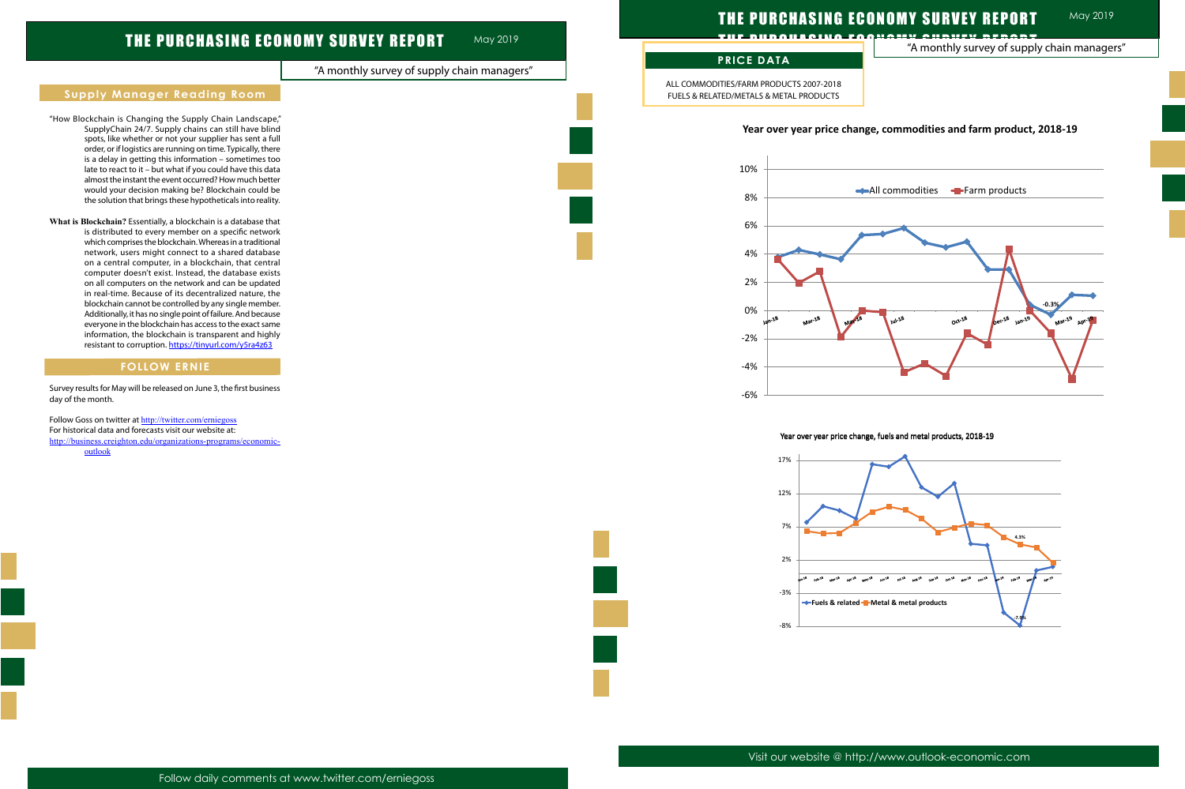# THE PURCHASING ECONOMY SURVEY REPORT

May 2019

"A monthly survey of supply chain managers"

## Supply Manager Reading Room

"How Blockchain is Changing the Supply Chain Landscape," SupplyChain 24/7. Supply chains can still have blind spots, like whether or not your supplier has sent a full order, or if logistics are running on time. Typically, there is a delay in getting this information – sometimes too late to react to it – but what if you could have this data almost the instant the event occurred? How much better would your decision making be? Blockchain could be the solution that brings these hypotheticals into reality.

**What is Blockchain?** Essentially, a blockchain is a database that is distributed to every member on a specific network which comprises the blockchain. Whereas in a traditional network, users might connect to a shared database on a central computer, in a blockchain, that central computer doesn't exist. Instead, the database exists on all computers on the network and can be updated in real-time. Because of its decentralized nature, the blockchain cannot be controlled by any single member. Additionally, it has no single point of failure. And because everyone in the blockchain has access to the exact same information, the blockchain is transparent and highly resistant to corruption. https://tinyurl.com/y5ra4z63

## FOLLOW ERNIE

Survey results for May will be released on June 3, the first business day of the month.

Follow Goss on twitter at http://twitter.com/erniegoss
For historical data and forecasts visit our website at:
http://business.creighton.edu/organizations-programs/economic-outlook

Follow daily comments at www.twitter.com/erniegoss

## PRICE DATA

ALL COMMODITIES/FARM PRODUCTS 2007-2018
FUELS & RELATED/METALS & METAL PRODUCTS

**Year over year price change, commodities and farm product, 2018-19**

10%
8%
6%
4%
2%
0%
-2%
-4%
-6%

All commodities
Farm products

-0.3%

Jan-18, Mar-18, May-18, Jul-18, Oct-18, Dec-18, Jan-19, Mar-19, Apr-19

Year over year price change, fuels and metal products, 2018-19

17%
12%
7%
2%
-3%
-8%

Fuels & related
Metal & metal products

4.3%

-7.5%

Visit our website @ http://www.outlook-economic.com